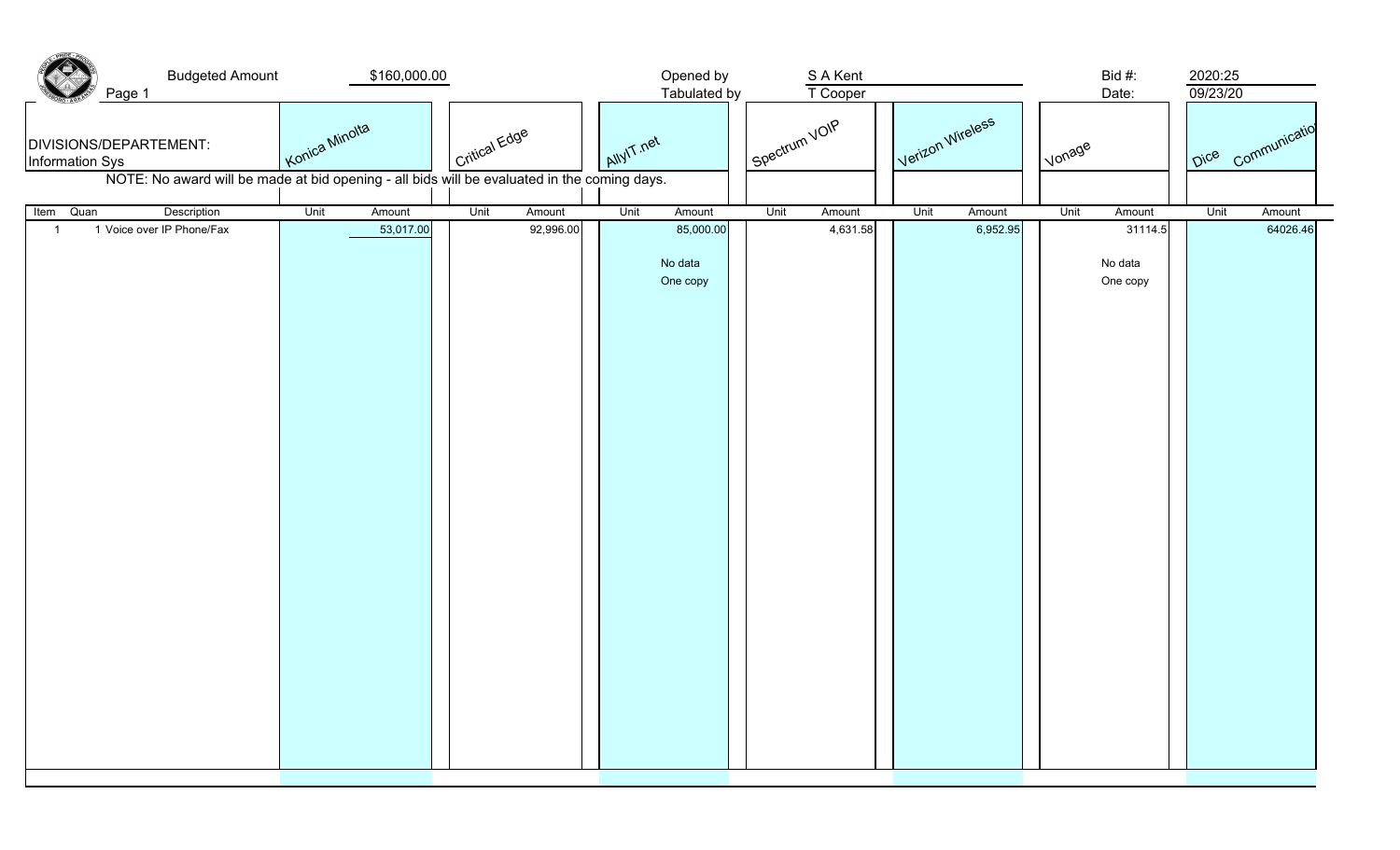Budgeted Amount $160,000.00

Opened by S A Kent
Tabulated by T Cooper

Bid #: 2020:25
Date: 09/23/20

DIVISIONS/DEPARTEMENT:
Information Sys

NOTE: No award will be made at bid opening - all bids will be evaluated in the coming days.

| Item | Quan | Description | Konica Minolta Unit | Konica Minolta Amount | Critical Edge Unit | Critical Edge Amount | AllyIT.net Unit | AllyIT.net Amount | Spectrum VOIP Unit | Spectrum VOIP Amount | Verizon Wireless Unit | Verizon Wireless Amount | Vonage Unit | Vonage Amount | Dice Communicatio Unit | Dice Communicatio Amount |
|---|---|---|---|---|---|---|---|---|---|---|---|---|---|---|---|---|
| 1 | 1 | Voice over IP Phone/Fax | | 53,017.00 | | 92,996.00 | | 85,000.00 No data One copy | | 4,631.58 | | 6,952.95 | | 31114.5 No data One copy | | 64026.46 |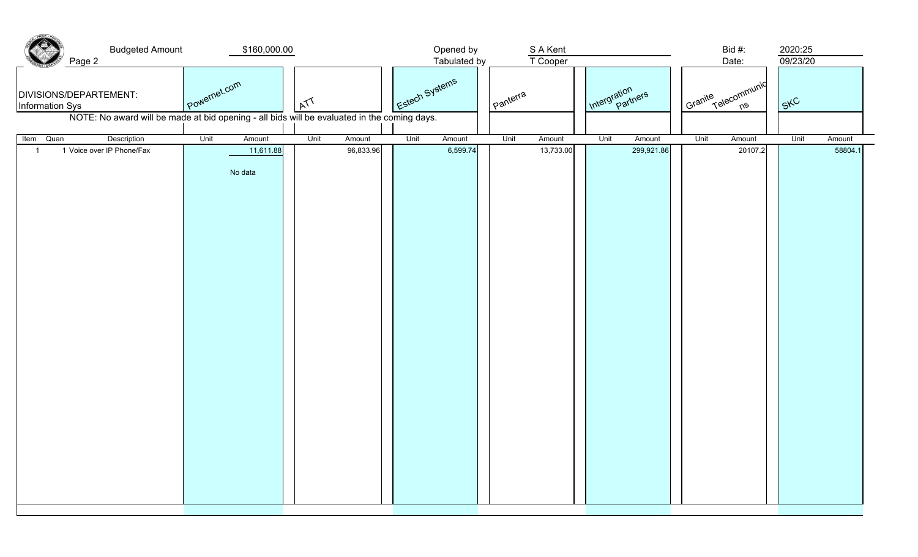Budgeted Amount $160,000.00

Page 2

Opened by S A Kent

Tabulated by T Cooper

Bid #: 2020:25

Date: 09/23/20

DIVISIONS/DEPARTEMENT:
Information Sys

NOTE: No award will be made at bid opening - all bids will be evaluated in the coming days.

| | | | Powernet.com | | ATT | | Estech Systems | | Panterra | | Intergration Partners | | Granite Telecommunic ns | | SKC | |
|---|---|---|---|---|---|---|---|---|---|---|---|---|---|---|---|---|
| Item | Quan | Description | Unit | Amount | Unit | Amount | Unit | Amount | Unit | Amount | Unit | Amount | Unit | Amount | Unit | Amount |
| 1 | 1 | Voice over IP Phone/Fax | | 11,611.88 | | 96,833.96 | | 6,599.74 | | 13,733.00 | | 299,921.86 | | 20107.2 | | 58804.1 |
| | | | | No data | | | | | | | | | | | | |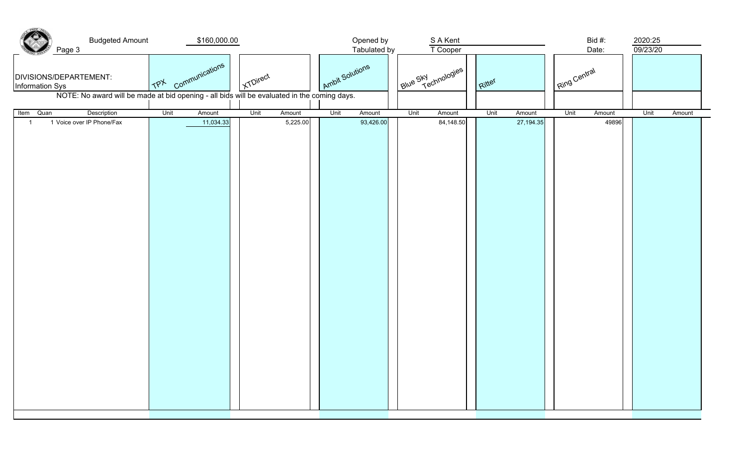Budgeted Amount $160,000.00

Opened by S A Kent
Tabulated by T Cooper

Bid #: 2020:25
Date: 09/23/20

DIVISIONS/DEPARTEMENT:
Information Sys

NOTE: No award will be made at bid opening - all bids will be evaluated in the coming days.

| | | | TPX Communications | | XTDirect | | Ambit Solutions | | Blue Sky Technologies | | Ritter | | Ring Central | | | |
|---|---|---|---|---|---|---|---|---|---|---|---|---|---|---|---|---|
| Item | Quan | Description | Unit | Amount | Unit | Amount | Unit | Amount | Unit | Amount | Unit | Amount | Unit | Amount | Unit | Amount |
| 1 | 1 | Voice over IP Phone/Fax | | 11,034.33 | | 5,225.00 | | 93,426.00 | | 84,148.50 | | 27,194.35 | | 49896 | | |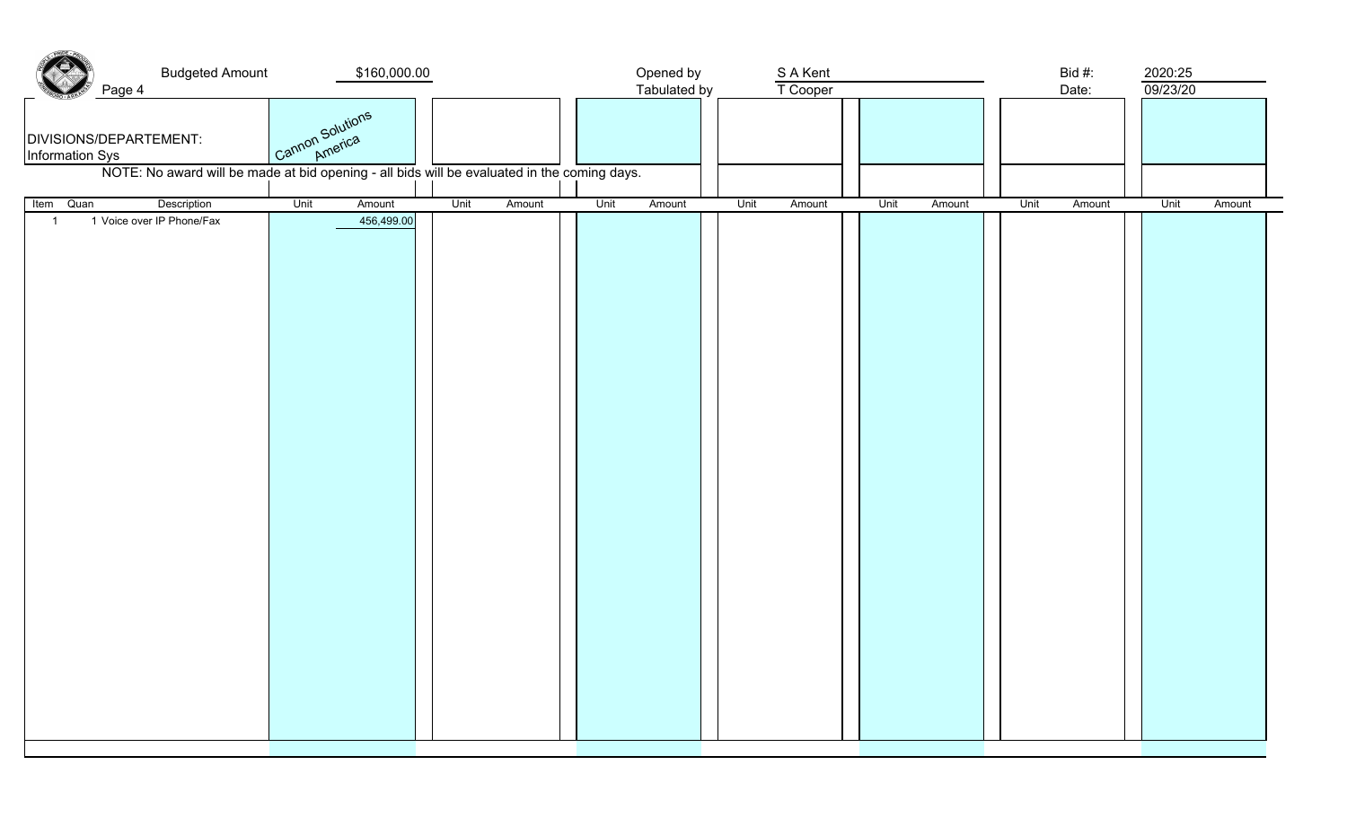Budgeted Amount $160,000.00

Opened by S A Kent

Tabulated by T Cooper

Bid #: 2020:25

Date: 09/23/20

DIVISIONS/DEPARTEMENT:
Information Sys

NOTE: No award will be made at bid opening - all bids will be evaluated in the coming days.

| | | | Cannon Solutions America | | | | | | | | | | | | | |
|---|---|---|---|---|---|---|---|---|---|---|---|---|---|---|---|---|
| Item | Quan | Description | Unit | Amount | Unit | Amount | Unit | Amount | Unit | Amount | Unit | Amount | Unit | Amount | Unit | Amount |
| 1 | 1 | Voice over IP Phone/Fax | | 456,499.00 | | | | | | | | | | | | |